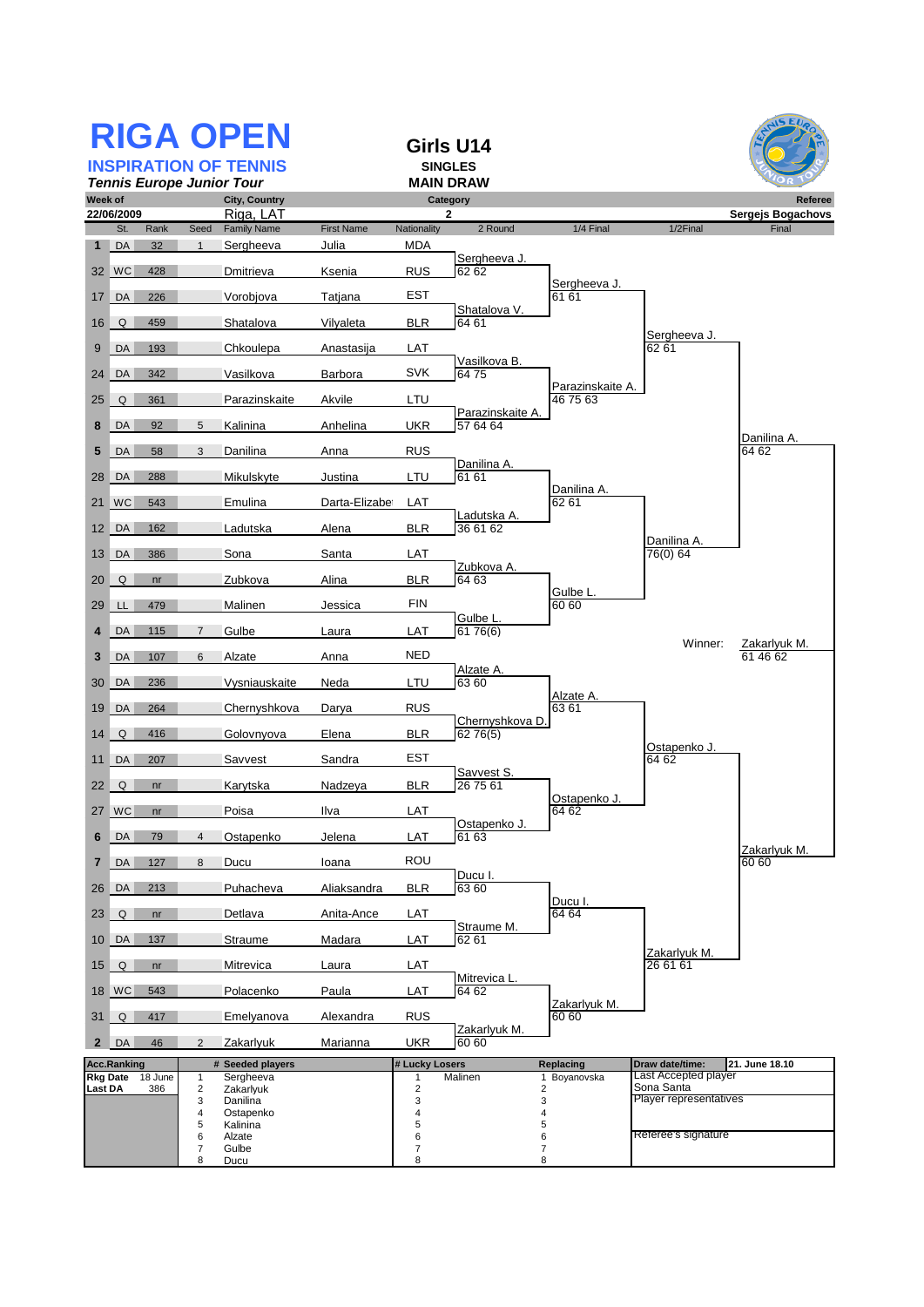# RIGA OPEN

## INSPIRATION OF TENNIS

*Tennis Europe Junior Tour*

## Girls U14

**SINGLES**

**MAIN DRAW**

| Week of | City, Country | Category | Referee |
|---|---|---|---|
| 22/06/2009 | Riga, LAT | 2 | Sergejs Bogachovs |

| # | St. | Rank | Seed | Family Name | First Name | Nationality | 2 Round | 1/4 Final | 1/2Final | Final |
|---|---|---|---|---|---|---|---|---|---|---|
| 1 | DA | 32 | 1 | Sergheeva | Julia | MDA | | | | |
| | | | | | | | Sergheeva J. 62 62 | | | |
| 32 | WC | 428 | | Dmitrieva | Ksenia | RUS | | | | |
| | | | | | | | | Sergheeva J. 61 61 | | |
| 17 | DA | 226 | | Vorobjova | Tatjana | EST | | | | |
| | | | | | | | Shatalova V. 64 61 | | | |
| 16 | Q | 459 | | Shatalova | Vilyaleta | BLR | | | | |
| | | | | | | | | | Sergheeva J. 62 61 | |
| 9 | DA | 193 | | Chkoulepa | Anastasija | LAT | | | | |
| | | | | | | | Vasilkova B. 64 75 | | | |
| 24 | DA | 342 | | Vasilkova | Barbora | SVK | | | | |
| | | | | | | | | Parazinskaite A. 46 75 63 | | |
| 25 | Q | 361 | | Parazinskaite | Akvile | LTU | | | | |
| | | | | | | | Parazinskaite A. 57 64 64 | | | |
| 8 | DA | 92 | 5 | Kalinina | Anhelina | UKR | | | | |
| | | | | | | | | | | Danilina A. 64 62 |
| 5 | DA | 58 | 3 | Danilina | Anna | RUS | | | | |
| | | | | | | | Danilina A. 61 61 | | | |
| 28 | DA | 288 | | Mikulskyte | Justina | LTU | | | | |
| | | | | | | | | Danilina A. 62 61 | | |
| 21 | WC | 543 | | Emulina | Darta-Elizabe | LAT | | | | |
| | | | | | | | Ladutska A. 36 61 62 | | | |
| 12 | DA | 162 | | Ladutska | Alena | BLR | | | | |
| | | | | | | | | | Danilina A. 76(0) 64 | |
| 13 | DA | 386 | | Sona | Santa | LAT | | | | |
| | | | | | | | Zubkova A. 64 63 | | | |
| 20 | Q | nr | | Zubkova | Alina | BLR | | | | |
| | | | | | | | | Gulbe L. 60 60 | | |
| 29 | LL | 479 | | Malinen | Jessica | FIN | | | | |
| | | | | | | | Gulbe L. 61 76(6) | | | |
| 4 | DA | 115 | 7 | Gulbe | Laura | LAT | | | | |
| | | | | | | | | | Winner: | Zakarlyuk M. 61 46 62 |
| 3 | DA | 107 | 6 | Alzate | Anna | NED | | | | |
| | | | | | | | Alzate A. 63 60 | | | |
| 30 | DA | 236 | | Vysniauskaite | Neda | LTU | | | | |
| | | | | | | | | Alzate A. 63 61 | | |
| 19 | DA | 264 | | Chernyshkova | Darya | RUS | | | | |
| | | | | | | | Chernyshkova D. 62 76(5) | | | |
| 14 | Q | 416 | | Golovnyova | Elena | BLR | | | | |
| | | | | | | | | | Ostapenko J. 64 62 | |
| 11 | DA | 207 | | Savvest | Sandra | EST | | | | |
| | | | | | | | Savvest S. 26 75 61 | | | |
| 22 | Q | nr | | Karytska | Nadzeya | BLR | | | | |
| | | | | | | | | Ostapenko J. 64 62 | | |
| 27 | WC | nr | | Poisa | Ilva | LAT | | | | |
| | | | | | | | Ostapenko J. 61 63 | | | |
| 6 | DA | 79 | 4 | Ostapenko | Jelena | LAT | | | | |
| | | | | | | | | | | Zakarlyuk M. 60 60 |
| 7 | DA | 127 | 8 | Ducu | Ioana | ROU | | | | |
| | | | | | | | Ducu I. 63 60 | | | |
| 26 | DA | 213 | | Puhacheva | Aliaksandra | BLR | | | | |
| | | | | | | | | Ducu I. 64 64 | | |
| 23 | Q | nr | | Detlava | Anita-Ance | LAT | | | | |
| | | | | | | | Straume M. 62 61 | | | |
| 10 | DA | 137 | | Straume | Madara | LAT | | | | |
| | | | | | | | | | Zakarlyuk M. 26 61 61 | |
| 15 | Q | nr | | Mitrevica | Laura | LAT | | | | |
| | | | | | | | Mitrevica L. 64 62 | | | |
| 18 | WC | 543 | | Polacenko | Paula | LAT | | | | |
| | | | | | | | | Zakarlyuk M. 60 60 | | |
| 31 | Q | 417 | | Emelyanova | Alexandra | RUS | | | | |
| | | | | | | | Zakarlyuk M. 60 60 | | | |
| 2 | DA | 46 | 2 | Zakarlyuk | Marianna | UKR | | | | |

| Acc.Ranking | | # | Seeded players | # Lucky Losers | | Replacing | Draw date/time: | 21. June 18.10 |
|---|---|---|---|---|---|---|---|---|
| Rkg Date | 18 June | 1 | Sergheeva | 1 | Malinen | 1 Boyanovska | Last Accepted player | |
| Last DA | 386 | 2 | Zakarlyuk | 2 | | 2 | Sona Santa | |
| | | 3 | Danilina | 3 | | 3 | Player representatives | |
| | | 4 | Ostapenko | 4 | | 4 | | |
| | | 5 | Kalinina | 5 | | 5 | | |
| | | 6 | Alzate | 6 | | 6 | Referee's signature | |
| | | 7 | Gulbe | 7 | | 7 | | |
| | | 8 | Ducu | 8 | | 8 | | |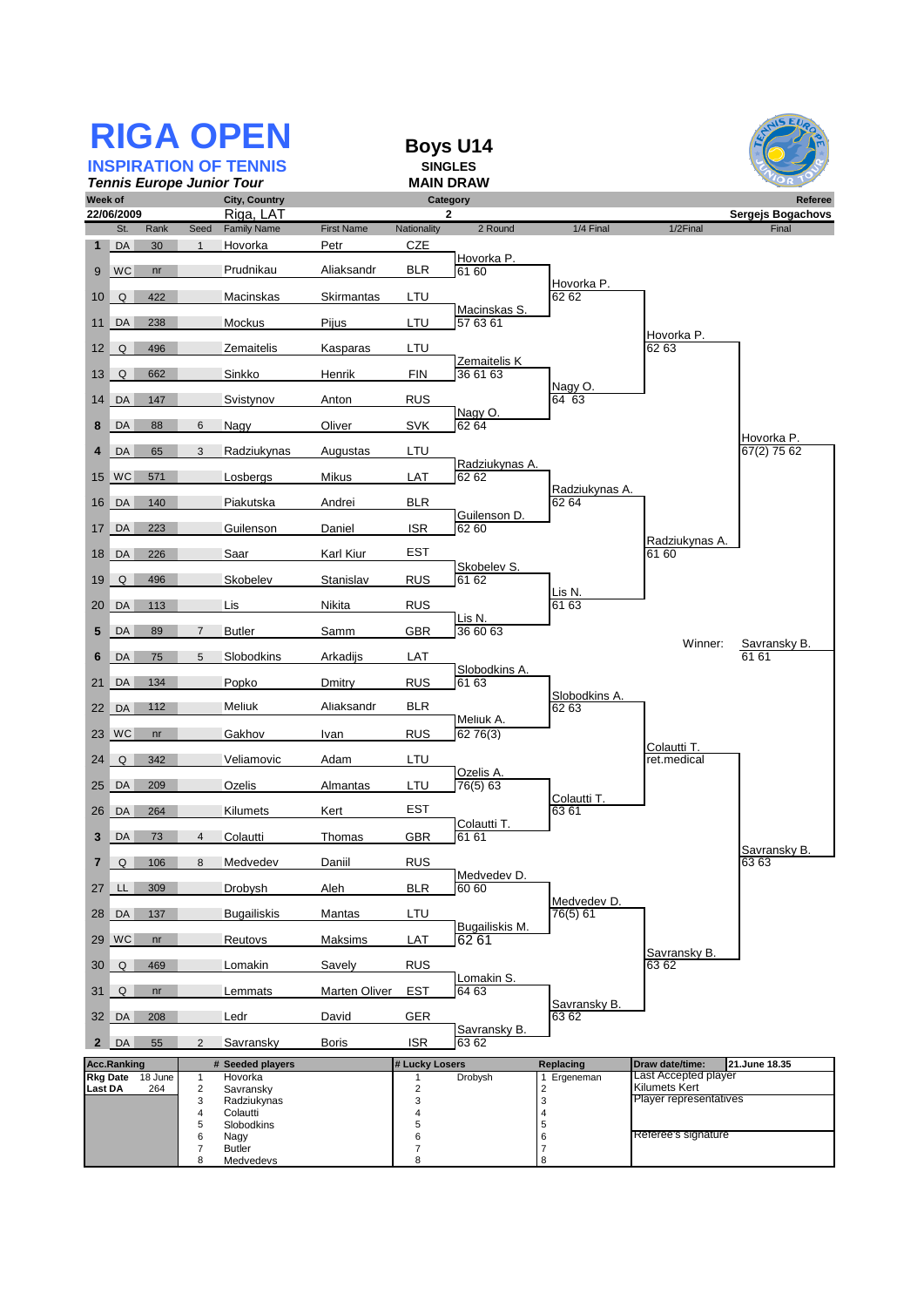# RIGA OPEN

## INSPIRATION OF TENNIS

*Tennis Europe Junior Tour*

**Boys U14**
**SINGLES**
**MAIN DRAW**

| Week of | City, Country | Category | Referee |
|---|---|---|---|
| 22/06/2009 | Riga, LAT | 2 | Sergejs Bogachovs |

| # | St. | Rank | Seed | Family Name | First Name | Nationality | 2 Round | 1/4 Final | 1/2Final | Final |
|---|---|---|---|---|---|---|---|---|---|---|
| 1 | DA | 30 | 1 | Hovorka | Petr | CZE | | | | |
| | | | | | | | Hovorka P. 61 60 | | | |
| 9 | WC | nr | | Prudnikau | Aliaksandr | BLR | | | | |
| | | | | | | | | Hovorka P. 62 62 | | |
| 10 | Q | 422 | | Macinskas | Skirmantas | LTU | | | | |
| | | | | | | | Macinskas S. 57 63 61 | | | |
| 11 | DA | 238 | | Mockus | Pijus | LTU | | | | |
| | | | | | | | | | Hovorka P. 62 63 | |
| 12 | Q | 496 | | Zemaitelis | Kasparas | LTU | | | | |
| | | | | | | | Zemaitelis K 36 61 63 | | | |
| 13 | Q | 662 | | Sinkko | Henrik | FIN | | | | |
| | | | | | | | | Nagy O. 64 63 | | |
| 14 | DA | 147 | | Svistynov | Anton | RUS | | | | |
| | | | | | | | Nagy O. 62 64 | | | |
| 8 | DA | 88 | 6 | Nagy | Oliver | SVK | | | | |
| | | | | | | | | | | Hovorka P. 67(2) 75 62 |
| 4 | DA | 65 | 3 | Radziukynas | Augustas | LTU | | | | |
| | | | | | | | Radziukynas A. 62 62 | | | |
| 15 | WC | 571 | | Losbergs | Mikus | LAT | | | | |
| | | | | | | | | Radziukynas A. 62 64 | | |
| 16 | DA | 140 | | Piakutska | Andrei | BLR | | | | |
| | | | | | | | Guilenson D. 62 60 | | | |
| 17 | DA | 223 | | Guilenson | Daniel | ISR | | | | |
| | | | | | | | | | Radziukynas A. 61 60 | |
| 18 | DA | 226 | | Saar | Karl Kiur | EST | | | | |
| | | | | | | | Skobelev S. 61 62 | | | |
| 19 | Q | 496 | | Skobelev | Stanislav | RUS | | | | |
| | | | | | | | | Lis N. 61 63 | | |
| 20 | DA | 113 | | Lis | Nikita | RUS | | | | |
| | | | | | | | Lis N. 36 60 63 | | | |
| 5 | DA | 89 | 7 | Butler | Samm | GBR | | | | |
| | | | | | | | | | Winner: | Savransky B. 61 61 |
| 6 | DA | 75 | 5 | Slobodkins | Arkadijs | LAT | | | | |
| | | | | | | | Slobodkins A. 61 63 | | | |
| 21 | DA | 134 | | Popko | Dmitry | RUS | | | | |
| | | | | | | | | Slobodkins A. 62 63 | | |
| 22 | DA | 112 | | Meliuk | Aliaksandr | BLR | | | | |
| | | | | | | | Meliuk A. 62 76(3) | | | |
| 23 | WC | nr | | Gakhov | Ivan | RUS | | | | |
| | | | | | | | | | Colautti T. ret.medical | |
| 24 | Q | 342 | | Veliamovic | Adam | LTU | | | | |
| | | | | | | | Ozelis A. 76(5) 63 | | | |
| 25 | DA | 209 | | Ozelis | Almantas | LTU | | | | |
| | | | | | | | | Colautti T. 63 61 | | |
| 26 | DA | 264 | | Kilumets | Kert | EST | | | | |
| | | | | | | | Colautti T. 61 61 | | | |
| 3 | DA | 73 | 4 | Colautti | Thomas | GBR | | | | |
| | | | | | | | | | | Savransky B. 63 63 |
| 7 | Q | 106 | 8 | Medvedev | Daniil | RUS | | | | |
| | | | | | | | Medvedev D. 60 60 | | | |
| 27 | LL | 309 | | Drobysh | Aleh | BLR | | | | |
| | | | | | | | | Medvedev D. 76(5) 61 | | |
| 28 | DA | 137 | | Bugailiskis | Mantas | LTU | | | | |
| | | | | | | | Bugailiskis M. 62 61 | | | |
| 29 | WC | nr | | Reutovs | Maksims | LAT | | | | |
| | | | | | | | | | Savransky B. 63 62 | |
| 30 | Q | 469 | | Lomakin | Savely | RUS | | | | |
| | | | | | | | Lomakin S. 64 63 | | | |
| 31 | Q | nr | | Lemmats | Marten Oliver | EST | | | | |
| | | | | | | | | Savransky B. 63 62 | | |
| 32 | DA | 208 | | Ledr | David | GER | | | | |
| | | | | | | | Savransky B. 63 62 | | | |
| 2 | DA | 55 | 2 | Savransky | Boris | ISR | | | | |

| Acc.Ranking | | # | Seeded players | # | Lucky Losers | Replacing | Draw date/time: 21.June 18.35 |
|---|---|---|---|---|---|---|---|
| Rkg Date | 18 June | 1 | Hovorka | 1 | Drobysh | 1 Ergeneman | Last Accepted player |
| Last DA | 264 | 2 | Savransky | 2 | | 2 | Kilumets Kert |
| | | 3 | Radziukynas | 3 | | 3 | Player representatives |
| | | 4 | Colautti | 4 | | 4 | |
| | | 5 | Slobodkins | 5 | | 5 | |
| | | 6 | Nagy | 6 | | 6 | Referee's signature |
| | | 7 | Butler | 7 | | 7 | |
| | | 8 | Medvedevs | 8 | | 8 | |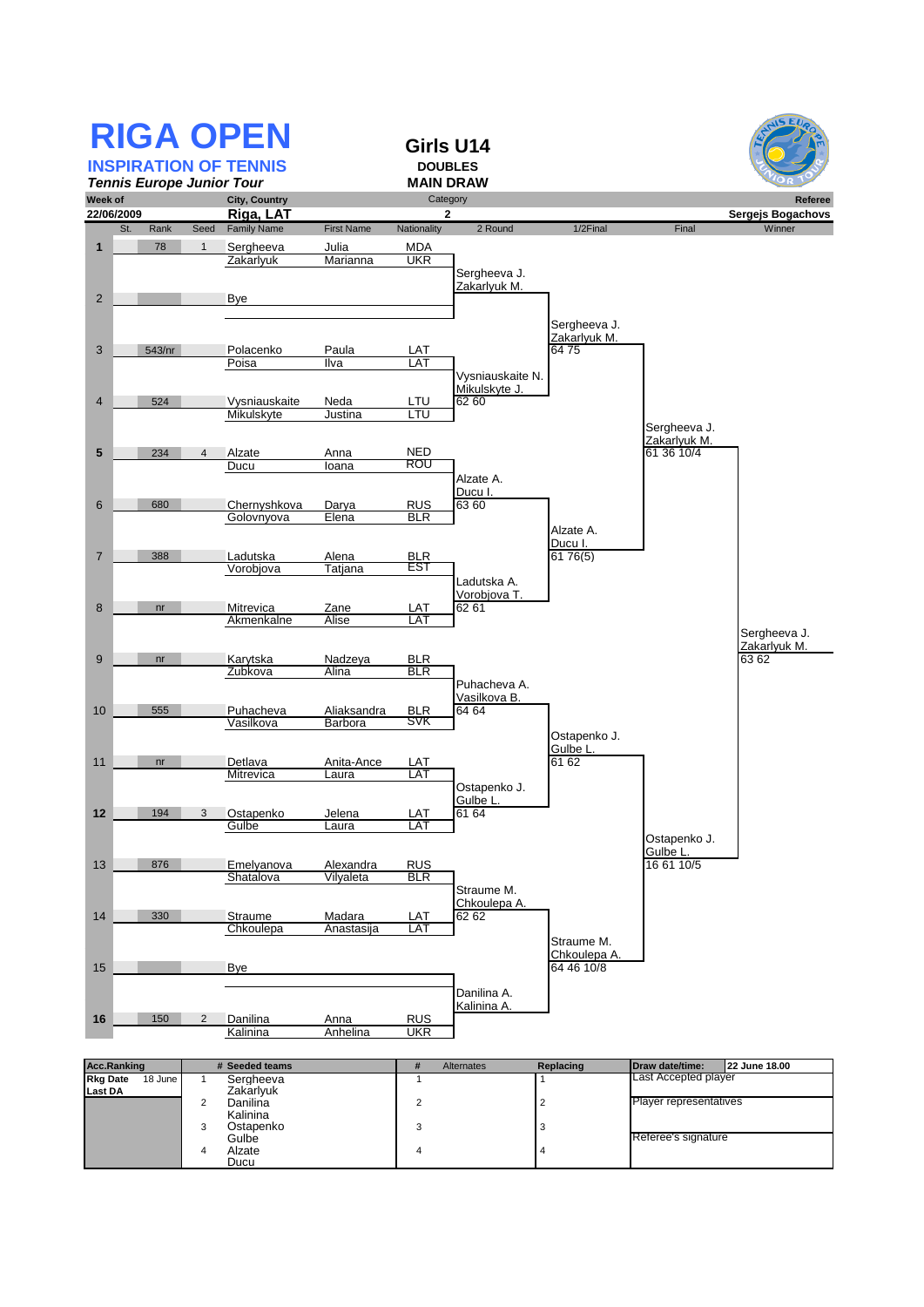# RIGA OPEN

## INSPIRATION OF TENNIS

*Tennis Europe Junior Tour*

**Girls U14**
**DOUBLES**
**MAIN DRAW**

| Week of | City, Country | Category | Referee |
|---|---|---|---|
| 22/06/2009 | Riga, LAT | 2 | Sergejs Bogachovs |

| St. | Rank | Seed | Family Name | First Name | Nationality | 2 Round | 1/2Final | Final | Winner |
|---|---|---|---|---|---|---|---|---|---|
| 1 | 78 | 1 | Sergheeva / Zakarlyuk | Julia / Marianna | MDA / UKR | Sergheeva J. / Zakarlyuk M. | Sergheeva J. / Zakarlyuk M. 64 75 | Sergheeva J. / Zakarlyuk M. 61 36 10/4 | Sergheeva J. / Zakarlyuk M. 63 62 |
| 2 | | | Bye | | | | | | |
| 3 | 543/nr | | Polacenko / Poisa | Paula / Ilva | LAT / LAT | Vysniauskaite N. / Mikulskyte J. 62 60 | | | |
| 4 | 524 | | Vysniauskaite / Mikulskyte | Neda / Justina | LTU / LTU | | | | |
| 5 | 234 | 4 | Alzate / Ducu | Anna / Ioana | NED / ROU | Alzate A. / Ducu I. 63 60 | Alzate A. / Ducu I. 61 76(5) | | |
| 6 | 680 | | Chernyshkova / Golovnyova | Darya / Elena | RUS / BLR | | | | |
| 7 | 388 | | Ladutska / Vorobjova | Alena / Tatjana | BLR / EST | Ladutska A. / Vorobjova T. 62 61 | | | |
| 8 | nr | | Mitrevica / Akmenkalne | Zane / Alise | LAT / LAT | | | | |
| 9 | nr | | Karytska / Zubkova | Nadzeya / Alina | BLR / BLR | Puhacheva A. / Vasilkova B. 64 64 | Ostapenko J. / Gulbe L. 61 62 | Ostapenko J. / Gulbe L. 16 61 10/5 | |
| 10 | 555 | | Puhacheva / Vasilkova | Aliaksandra / Barbora | BLR / SVK | | | | |
| 11 | nr | | Detlava / Mitrevica | Anita-Ance / Laura | LAT / LAT | Ostapenko J. / Gulbe L. 61 64 | | | |
| 12 | 194 | 3 | Ostapenko / Gulbe | Jelena / Laura | LAT / LAT | | | | |
| 13 | 876 | | Emelyanova / Shatalova | Alexandra / Vilyaleta | RUS / BLR | Straume M. / Chkoulepa A. 62 62 | Straume M. / Chkoulepa A. 64 46 10/8 | | |
| 14 | 330 | | Straume / Chkoulepa | Madara / Anastasija | LAT / LAT | | | | |
| 15 | | | Bye | | | Danilina A. / Kalinina A. | | | |
| 16 | 150 | 2 | Danilina / Kalinina | Anna / Anhelina | RUS / UKR | | | | |

| Acc.Ranking | # | Seeded teams | # | Alternates | Replacing | Draw date/time: 22 June 18.00 |
|---|---|---|---|---|---|---|
| Rkg Date 18 June / Last DA | 1 | Sergheeva / Zakarlyuk | 1 | | 1 | Last Accepted player |
| | 2 | Danilina / Kalinina | 2 | | 2 | Player representatives |
| | 3 | Ostapenko / Gulbe | 3 | | 3 | Referee's signature |
| | 4 | Alzate / Ducu | 4 | | 4 | |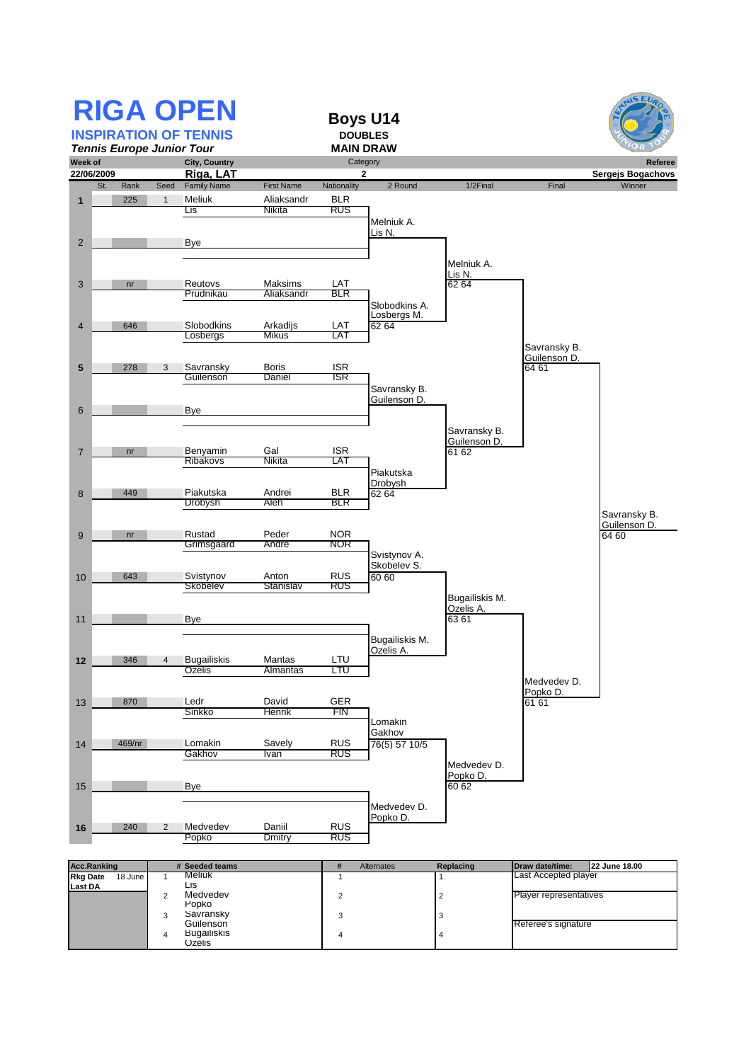# RIGA OPEN

### INSPIRATION OF TENNIS

***Tennis Europe Junior Tour***

## Boys U14

**DOUBLES**

**MAIN DRAW**

| Week of | City, Country | Category | Referee |
|---|---|---|---|
| 22/06/2009 | Riga, LAT | 2 | Sergejs Bogachovs |

| | St. | Rank | Seed | Family Name | First Name | Nationality |
|---|---|---|---|---|---|---|
| 1 | | 225 | 1 | Meliuk | Aliaksandr | BLR |
| | | | | Lis | Nikita | RUS |
| 2 | | | | Bye | | |
| 3 | | nr | | Reutovs | Maksims | LAT |
| | | | | Prudnikau | Aliaksandr | BLR |
| 4 | | 646 | | Slobodkins | Arkadijs | LAT |
| | | | | Losbergs | Mikus | LAT |
| 5 | | 278 | 3 | Savransky | Boris | ISR |
| | | | | Guilenson | Daniel | ISR |
| 6 | | | | Bye | | |
| 7 | | nr | | Benyamin | Gal | ISR |
| | | | | Ribakovs | Nikita | LAT |
| 8 | | 449 | | Piakutska | Andrei | BLR |
| | | | | Drobysh | Alen | BLR |
| 9 | | nr | | Rustad | Peder | NOR |
| | | | | Grimsgaard | Andre | NOR |
| 10 | | 643 | | Svistynov | Anton | RUS |
| | | | | Skobelev | Stanislav | RUS |
| 11 | | | | Bye | | |
| 12 | | 346 | 4 | Bugailiskis | Mantas | LTU |
| | | | | Ozelis | Almantas | LTU |
| 13 | | 870 | | Ledr | David | GER |
| | | | | Sinkko | Henrik | FIN |
| 14 | | 469/nr | | Lomakin | Savely | RUS |
| | | | | Gakhov | Ivan | RUS |
| 15 | | | | Bye | | |
| 16 | | 240 | 2 | Medvedev | Daniil | RUS |
| | | | | Popko | Dmitry | RUS |

**2 Round**

- Melniuk A. / Lis N.
- Slobodkins A. / Losbergs M. 62 64
- Savransky B. / Guilenson D.
- Piakutska / Drobysh 62 64
- Svistynov A. / Skobelev S. 60 60
- Bugailiskis M. / Ozelis A.
- Lomakin / Gakhov 76(5) 57 10/5
- Medvedev D. / Popko D.

**1/2Final**

- Melniuk A. / Lis N. 62 64
- Savransky B. / Guilenson D. 61 62
- Bugailiskis M. / Ozelis A. 63 61
- Medvedev D. / Popko D. 60 62

**Final**

- Savransky B. / Guilenson D. 64 61
- Medvedev D. / Popko D. 61 61

**Winner**

- Savransky B. / Guilenson D. 64 60

| Acc.Ranking | | # | Seeded teams | # | Alternates | Replacing | Draw date/time: 22 June 18.00 |
|---|---|---|---|---|---|---|---|
| Rkg Date | 18 June | 1 | Meliuk / Lis | 1 | | 1 | Last Accepted player |
| Last DA | | 2 | Medvedev / Popko | 2 | | 2 | Player representatives |
| | | 3 | Savransky / Guilenson | 3 | | 3 | Referee's signature |
| | | 4 | Bugailiskis / Ozelis | 4 | | 4 | |